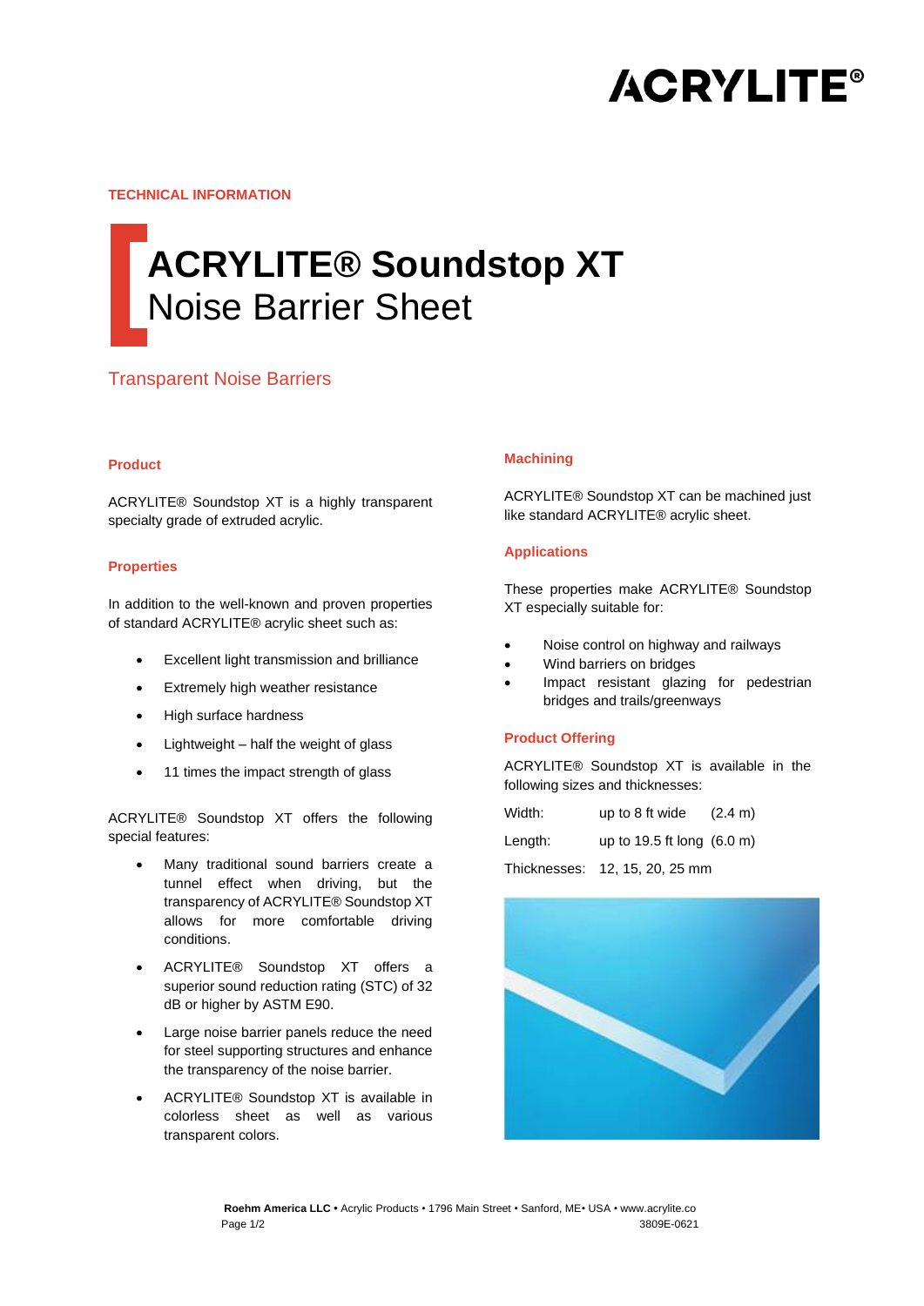TECHNICAL INFORMATION

# ACRYLITE® Soundstop XT
## Noise Barrier Sheet

Transparent Noise Barriers

### Product

ACRYLITE® Soundstop XT is a highly transparent specialty grade of extruded acrylic.

### Properties

In addition to the well-known and proven properties of standard ACRYLITE® acrylic sheet such as:

- Excellent light transmission and brilliance
- Extremely high weather resistance
- High surface hardness
- Lightweight – half the weight of glass
- 11 times the impact strength of glass

ACRYLITE® Soundstop XT offers the following special features:

- Many traditional sound barriers create a tunnel effect when driving, but the transparency of ACRYLITE® Soundstop XT allows for more comfortable driving conditions.
- ACRYLITE® Soundstop XT offers a superior sound reduction rating (STC) of 32 dB or higher by ASTM E90.
- Large noise barrier panels reduce the need for steel supporting structures and enhance the transparency of the noise barrier.
- ACRYLITE® Soundstop XT is available in colorless sheet as well as various transparent colors.

### Machining

ACRYLITE® Soundstop XT can be machined just like standard ACRYLITE® acrylic sheet.

### Applications

These properties make ACRYLITE® Soundstop XT especially suitable for:

- Noise control on highway and railways
- Wind barriers on bridges
- Impact resistant glazing for pedestrian bridges and trails/greenways

### Product Offering

ACRYLITE® Soundstop XT is available in the following sizes and thicknesses:

| | | |
|---|---|---|
| Width: | up to 8 ft wide | (2.4 m) |
| Length: | up to 19.5 ft long | (6.0 m) |
| Thicknesses: | 12, 15, 20, 25 mm | |

**Roehm America LLC** • Acrylic Products • 1796 Main Street • Sanford, ME• USA • www.acrylite.co

3809E-0621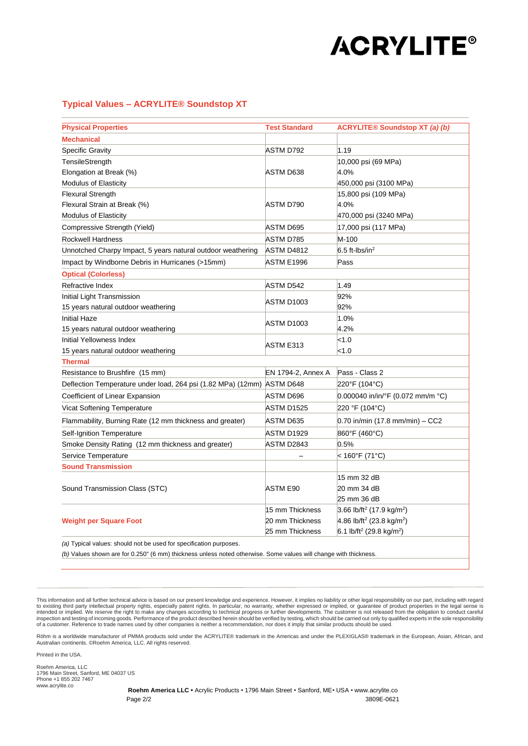ACRYLITE®

## Typical Values – ACRYLITE® Soundstop XT

| Physical Properties | Test Standard | ACRYLITE® Soundstop XT *(a) (b)* |
|---|---|---|
| **Mechanical** | | |
| Specific Gravity | ASTM D792 | 1.19 |
| TensileStrength | ASTM D638 | 10,000 psi (69 MPa) |
| Elongation at Break (%) | ASTM D638 | 4.0% |
| Modulus of Elasticity | ASTM D638 | 450,000 psi (3100 MPa) |
| Flexural Strength | ASTM D790 | 15,800 psi (109 MPa) |
| Flexural Strain at Break (%) | ASTM D790 | 4.0% |
| Modulus of Elasticity | ASTM D790 | 470,000 psi (3240 MPa) |
| Compressive Strength (Yield) | ASTM D695 | 17,000 psi (117 MPa) |
| Rockwell Hardness | ASTM D785 | M-100 |
| Unnotched Charpy Impact, 5 years natural outdoor weathering | ASTM D4812 | 6.5 ft-lbs/in$^2$ |
| Impact by Windborne Debris in Hurricanes (>15mm) | ASTM E1996 | Pass |
| **Optical (Colorless)** | | |
| Refractive Index | ASTM D542 | 1.49 |
| Initial Light Transmission | ASTM D1003 | 92% |
| 15 years natural outdoor weathering | ASTM D1003 | 92% |
| Initial Haze | ASTM D1003 | 1.0% |
| 15 years natural outdoor weathering | ASTM D1003 | 4.2% |
| Initial Yellowness Index | ASTM E313 | <1.0 |
| 15 years natural outdoor weathering | ASTM E313 | <1.0 |
| **Thermal** | | |
| Resistance to Brushfire (15 mm) | EN 1794-2, Annex A | Pass - Class 2 |
| Deflection Temperature under load, 264 psi (1.82 MPa) (12mm) | ASTM D648 | 220°F (104°C) |
| Coefficient of Linear Expansion | ASTM D696 | 0.000040 in/in/°F (0.072 mm/m °C) |
| Vicat Softening Temperature | ASTM D1525 | 220 °F (104°C) |
| Flammability, Burning Rate (12 mm thickness and greater) | ASTM D635 | 0.70 in/min (17.8 mm/min) – CC2 |
| Self-Ignition Temperature | ASTM D1929 | 860°F (460°C) |
| Smoke Density Rating (12 mm thickness and greater) | ASTM D2843 | 0.5% |
| Service Temperature | – | < 160°F (71°C) |
| **Sound Transmission** | | |
| Sound Transmission Class (STC) | ASTM E90 | 15 mm 32 dB |
| | | 20 mm 34 dB |
| | | 25 mm 36 dB |
| **Weight per Square Foot** | 15 mm Thickness | 3.66 lb/ft$^2$ (17.9 kg/m$^2$) |
| | 20 mm Thickness | 4.86 lb/ft$^2$ (23.8 kg/m$^2$) |
| | 25 mm Thickness | 6.1 lb/ft$^2$ (29.8 kg/m$^2$) |

*(a)* Typical values: should not be used for specification purposes.

*(b)* Values shown are for 0.250" (6 mm) thickness unless noted otherwise. Some values will change with thickness.

This information and all further technical advice is based on our present knowledge and experience. However, it implies no liability or other legal responsibility on our part, including with regard to existing third party intellectual property rights, especially patent rights. In particular, no warranty, whether expressed or implied, or guarantee of product properties in the legal sense is intended or implied. We reserve the right to make any changes according to technical progress or further developments. The customer is not released from the obligation to conduct careful inspection and testing of incoming goods. Performance of the product described herein should be verified by testing, which should be carried out only by qualified experts in the sole responsibility of a customer. Reference to trade names used by other companies is neither a recommendation, nor does it imply that similar products should be used.

Röhm is a worldwide manufacturer of PMMA products sold under the ACRYLITE® trademark in the Americas and under the PLEXIGLAS® trademark in the European, Asian, African, and Australian continents. ©Roehm America, LLC. All rights reserved.

Printed in the USA.

Roehm America, LLC
1796 Main Street, Sanford, ME 04037 US
Phone +1 855 202 7467
www.acrylite.co

**Roehm America LLC** • Acrylic Products • 1796 Main Street • Sanford, ME• USA • www.acrylite.co

3809E-0621